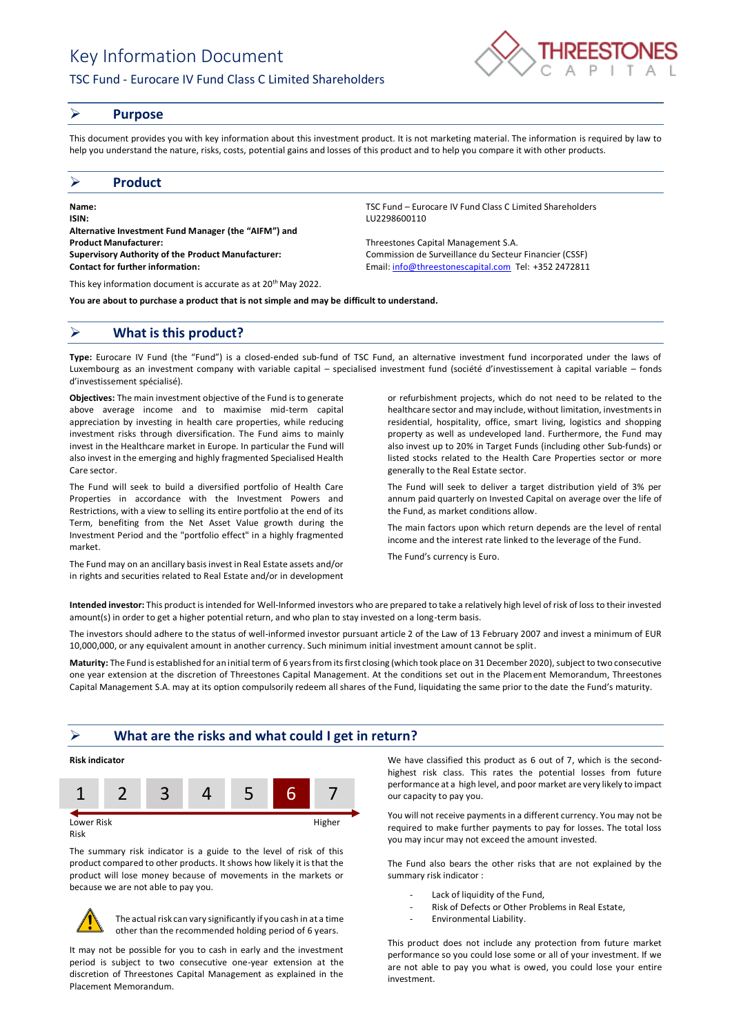# Key Information Document

## TSC Fund - Eurocare IV Fund Class C Limited Shareholders

## ➢ Purpose

This document provides you with key information about this investment product. It is not marketing material. The information is required by law to help you understand the nature, risks, costs, potential gains and losses of this product and to help you compare it with other products.

## ➢ Product

| | |
|---|---|
| **Name:** | TSC Fund – Eurocare IV Fund Class C Limited Shareholders |
| **ISIN:** | LU2298600110 |
| **Alternative Investment Fund Manager (the "AIFM") and Product Manufacturer:** | Threestones Capital Management S.A. |
| **Supervisory Authority of the Product Manufacturer:** | Commission de Surveillance du Secteur Financier (CSSF) |
| **Contact for further information:** | Email: info@threestonescapital.com Tel: +352 2472811 |

This key information document is accurate as at 20th May 2022.

**You are about to purchase a product that is not simple and may be difficult to understand.**

## ➢ What is this product?

**Type:** Eurocare IV Fund (the "Fund") is a closed-ended sub-fund of TSC Fund, an alternative investment fund incorporated under the laws of Luxembourg as an investment company with variable capital – specialised investment fund (société d'investissement à capital variable – fonds d'investissement spécialisé).

**Objectives:** The main investment objective of the Fund is to generate above average income and maximise mid-term capital appreciation by investing in health care properties, while reducing investment risks through diversification. The Fund aims to mainly invest in the Healthcare market in Europe. In particular the Fund will also invest in the emerging and highly fragmented Specialised Health Care sector.

The Fund will seek to build a diversified portfolio of Health Care Properties in accordance with the Investment Powers and Restrictions, with a view to selling its entire portfolio at the end of its Term, benefiting from the Net Asset Value growth during the Investment Period and the "portfolio effect" in a highly fragmented market.

The Fund may on an ancillary basis invest in Real Estate assets and/or in rights and securities related to Real Estate and/or in development or refurbishment projects, which do not need to be related to the healthcare sector and may include, without limitation, investments in residential, hospitality, office, smart living, logistics and shopping property as well as undeveloped land. Furthermore, the Fund may also invest up to 20% in Target Funds (including other Sub-funds) or listed stocks related to the Health Care Properties sector or more generally to the Real Estate sector.

The Fund will seek to deliver a target distribution yield of 3% per annum paid quarterly on Invested Capital on average over the life of the Fund, as market conditions allow.

The main factors upon which return depends are the level of rental income and the interest rate linked to the leverage of the Fund.

The Fund's currency is Euro.

**Intended investor:** This product is intended for Well-Informed investors who are prepared to take a relatively high level of risk of loss to their invested amount(s) in order to get a higher potential return, and who plan to stay invested on a long-term basis.

The investors should adhere to the status of well-informed investor pursuant article 2 of the Law of 13 February 2007 and invest a minimum of EUR 10,000,000, or any equivalent amount in another currency. Such minimum initial investment amount cannot be split.

**Maturity:** The Fund is established for an initial term of 6 years from its first closing (which took place on 31 December 2020), subject to two consecutive one year extension at the discretion of Threestones Capital Management. At the conditions set out in the Placement Memorandum, Threestones Capital Management S.A. may at its option compulsorily redeem all shares of the Fund, liquidating the same prior to the date the Fund's maturity.

## ➢ What are the risks and what could I get in return?

**Risk indicator**

| 1 | 2 | 3 | 4 | 5 | **6** | 7 |
|---|---|---|---|---|---|---|

Lower Risk — Higher Risk

The summary risk indicator is a guide to the level of risk of this product compared to other products. It shows how likely it is that the product will lose money because of movements in the markets or because we are not able to pay you.

⚠ The actual risk can vary significantly if you cash in at a time other than the recommended holding period of 6 years.

It may not be possible for you to cash in early and the investment period is subject to two consecutive one-year extension at the discretion of Threestones Capital Management as explained in the Placement Memorandum.

We have classified this product as 6 out of 7, which is the second-highest risk class. This rates the potential losses from future performance at a high level, and poor market are very likely to impact our capacity to pay you.

You will not receive payments in a different currency. You may not be required to make further payments to pay for losses. The total loss you may incur may not exceed the amount invested.

The Fund also bears the other risks that are not explained by the summary risk indicator :

- Lack of liquidity of the Fund,
- Risk of Defects or Other Problems in Real Estate,
- Environmental Liability.

This product does not include any protection from future market performance so you could lose some or all of your investment. If we are not able to pay you what is owed, you could lose your entire investment.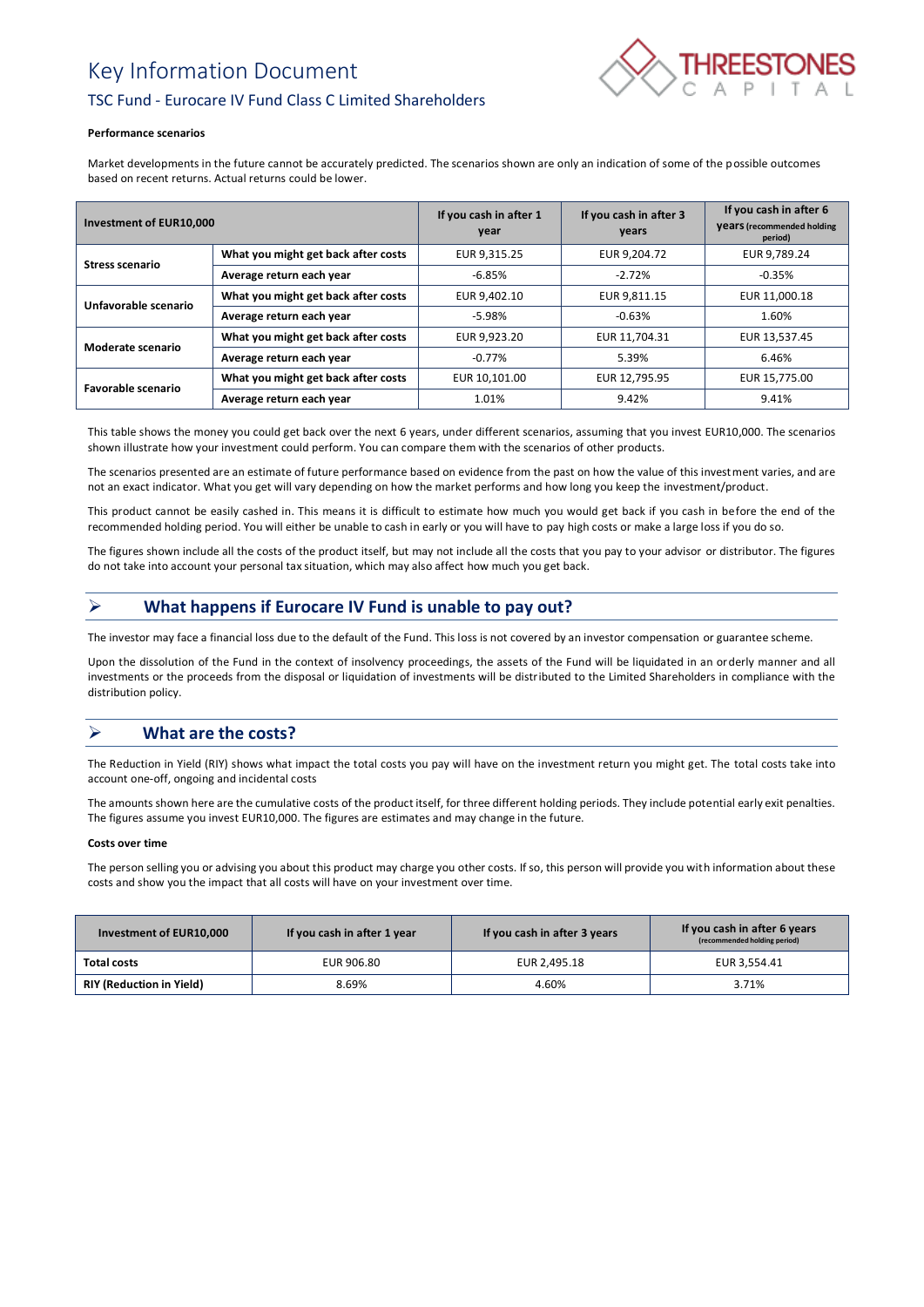# Key Information Document

## TSC Fund - Eurocare IV Fund Class C Limited Shareholders

**Performance scenarios**

Market developments in the future cannot be accurately predicted. The scenarios shown are only an indication of some of the possible outcomes based on recent returns. Actual returns could be lower.

| Investment of EUR10,000 | | If you cash in after 1 year | If you cash in after 3 years | If you cash in after 6 years (recommended holding period) |
|---|---|---|---|---|
| **Stress scenario** | **What you might get back after costs** | EUR 9,315.25 | EUR 9,204.72 | EUR 9,789.24 |
| | **Average return each year** | -6.85% | -2.72% | -0.35% |
| **Unfavorable scenario** | **What you might get back after costs** | EUR 9,402.10 | EUR 9,811.15 | EUR 11,000.18 |
| | **Average return each year** | -5.98% | -0.63% | 1.60% |
| **Moderate scenario** | **What you might get back after costs** | EUR 9,923.20 | EUR 11,704.31 | EUR 13,537.45 |
| | **Average return each year** | -0.77% | 5.39% | 6.46% |
| **Favorable scenario** | **What you might get back after costs** | EUR 10,101.00 | EUR 12,795.95 | EUR 15,775.00 |
| | **Average return each year** | 1.01% | 9.42% | 9.41% |

This table shows the money you could get back over the next 6 years, under different scenarios, assuming that you invest EUR10,000. The scenarios shown illustrate how your investment could perform. You can compare them with the scenarios of other products.

The scenarios presented are an estimate of future performance based on evidence from the past on how the value of this investment varies, and are not an exact indicator. What you get will vary depending on how the market performs and how long you keep the investment/product.

This product cannot be easily cashed in. This means it is difficult to estimate how much you would get back if you cash in before the end of the recommended holding period. You will either be unable to cash in early or you will have to pay high costs or make a large loss if you do so.

The figures shown include all the costs of the product itself, but may not include all the costs that you pay to your advisor or distributor. The figures do not take into account your personal tax situation, which may also affect how much you get back.

## What happens if Eurocare IV Fund is unable to pay out?

The investor may face a financial loss due to the default of the Fund. This loss is not covered by an investor compensation or guarantee scheme.

Upon the dissolution of the Fund in the context of insolvency proceedings, the assets of the Fund will be liquidated in an orderly manner and all investments or the proceeds from the disposal or liquidation of investments will be distributed to the Limited Shareholders in compliance with the distribution policy.

## What are the costs?

The Reduction in Yield (RIY) shows what impact the total costs you pay will have on the investment return you might get. The total costs take into account one-off, ongoing and incidental costs

The amounts shown here are the cumulative costs of the product itself, for three different holding periods. They include potential early exit penalties. The figures assume you invest EUR10,000. The figures are estimates and may change in the future.

**Costs over time**

The person selling you or advising you about this product may charge you other costs. If so, this person will provide you with information about these costs and show you the impact that all costs will have on your investment over time.

| Investment of EUR10,000 | If you cash in after 1 year | If you cash in after 3 years | If you cash in after 6 years (recommended holding period) |
|---|---|---|---|
| **Total costs** | EUR 906.80 | EUR 2,495.18 | EUR 3,554.41 |
| **RIY (Reduction in Yield)** | 8.69% | 4.60% | 3.71% |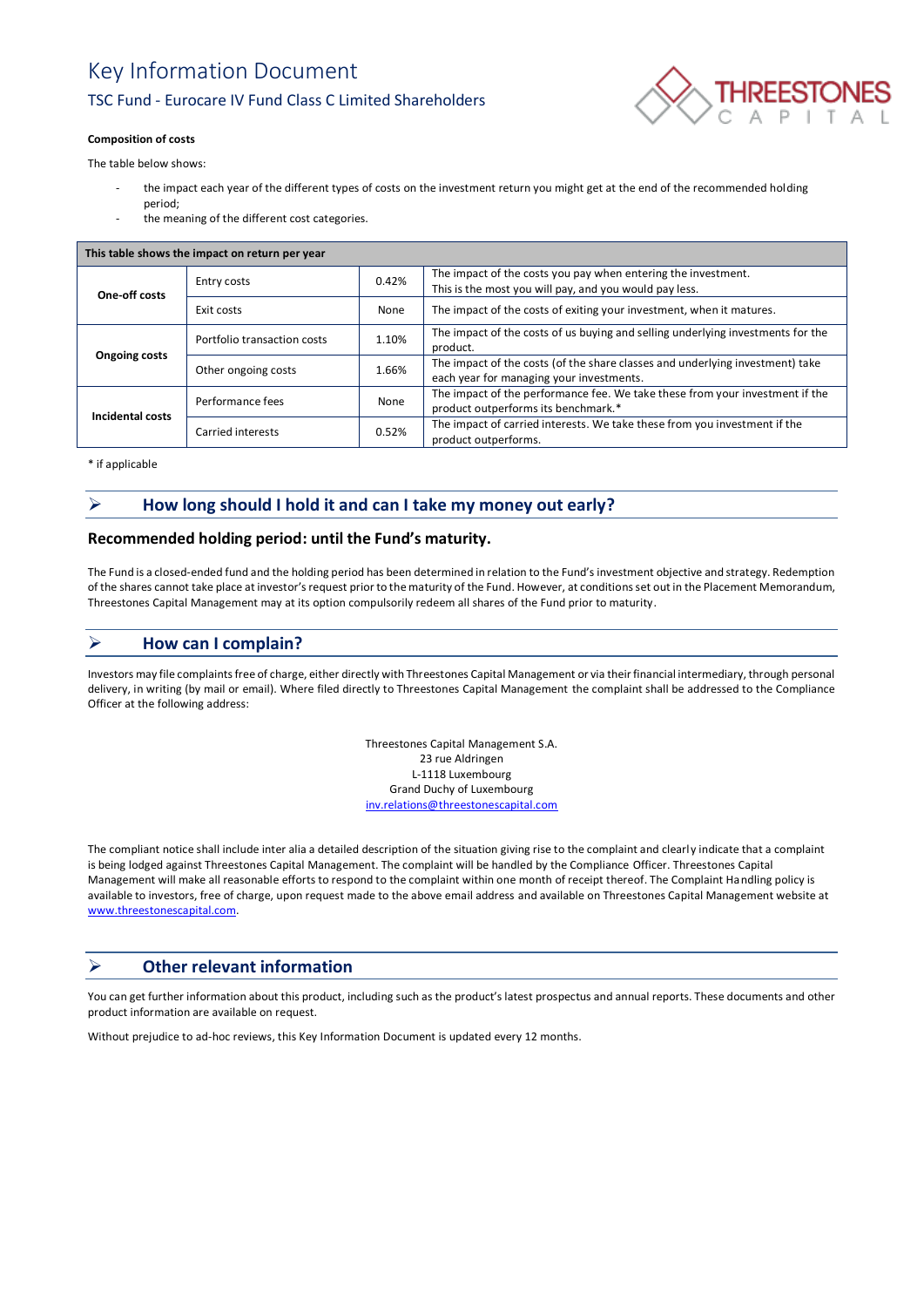# Key Information Document

## TSC Fund - Eurocare IV Fund Class C Limited Shareholders

**Composition of costs**

The table below shows:

- the impact each year of the different types of costs on the investment return you might get at the end of the recommended holding period;
- the meaning of the different cost categories.

| This table shows the impact on return per year | | | |
|---|---|---|---|
| **One-off costs** | Entry costs | 0.42% | The impact of the costs you pay when entering the investment. This is the most you will pay, and you would pay less. |
| | Exit costs | None | The impact of the costs of exiting your investment, when it matures. |
| **Ongoing costs** | Portfolio transaction costs | 1.10% | The impact of the costs of us buying and selling underlying investments for the product. |
| | Other ongoing costs | 1.66% | The impact of the costs (of the share classes and underlying investment) take each year for managing your investments. |
| **Incidental costs** | Performance fees | None | The impact of the performance fee. We take these from your investment if the product outperforms its benchmark.* |
| | Carried interests | 0.52% | The impact of carried interests. We take these from you investment if the product outperforms. |

* if applicable

## How long should I hold it and can I take my money out early?

### Recommended holding period: until the Fund's maturity.

The Fund is a closed-ended fund and the holding period has been determined in relation to the Fund's investment objective and strategy. Redemption of the shares cannot take place at investor's request prior to the maturity of the Fund. However, at conditions set out in the Placement Memorandum, Threestones Capital Management may at its option compulsorily redeem all shares of the Fund prior to maturity.

## How can I complain?

Investors may file complaints free of charge, either directly with Threestones Capital Management or via their financial intermediary, through personal delivery, in writing (by mail or email). Where filed directly to Threestones Capital Management the complaint shall be addressed to the Compliance Officer at the following address:

Threestones Capital Management S.A.
23 rue Aldringen
L-1118 Luxembourg
Grand Duchy of Luxembourg
inv.relations@threestonescapital.com

The compliant notice shall include inter alia a detailed description of the situation giving rise to the complaint and clearly indicate that a complaint is being lodged against Threestones Capital Management. The complaint will be handled by the Compliance Officer. Threestones Capital Management will make all reasonable efforts to respond to the complaint within one month of receipt thereof. The Complaint Handling policy is available to investors, free of charge, upon request made to the above email address and available on Threestones Capital Management website at www.threestonescapital.com.

## Other relevant information

You can get further information about this product, including such as the product's latest prospectus and annual reports. These documents and other product information are available on request.

Without prejudice to ad-hoc reviews, this Key Information Document is updated every 12 months.